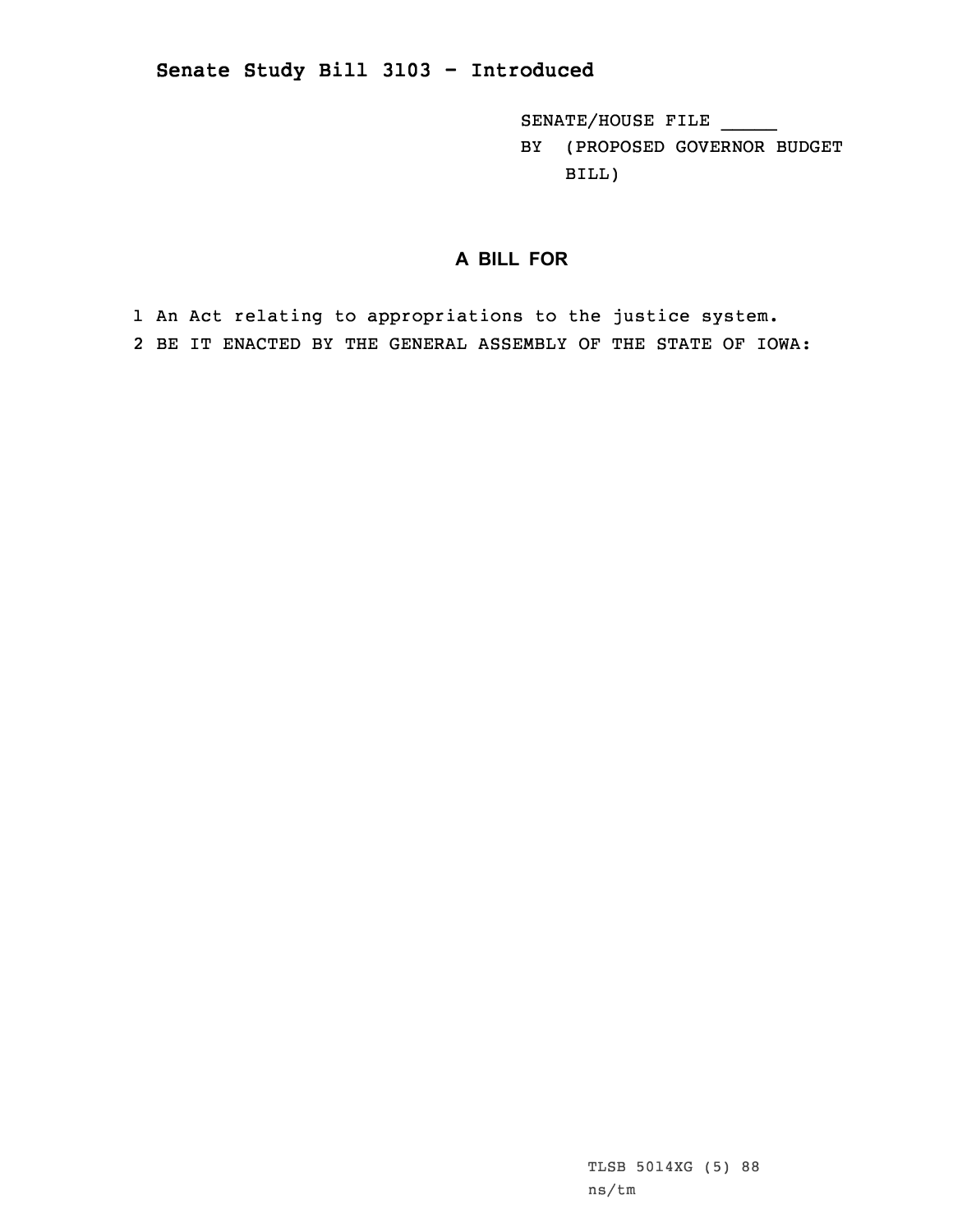# Senate Study Bill 3103 - Introduced

SENATE/HOUSE FILE _____
BY (PROPOSED GOVERNOR BUDGET BILL)

## A BILL FOR

1 An Act relating to appropriations to the justice system.
2 BE IT ENACTED BY THE GENERAL ASSEMBLY OF THE STATE OF IOWA:

TLSB 5014XG (5) 88
ns/tm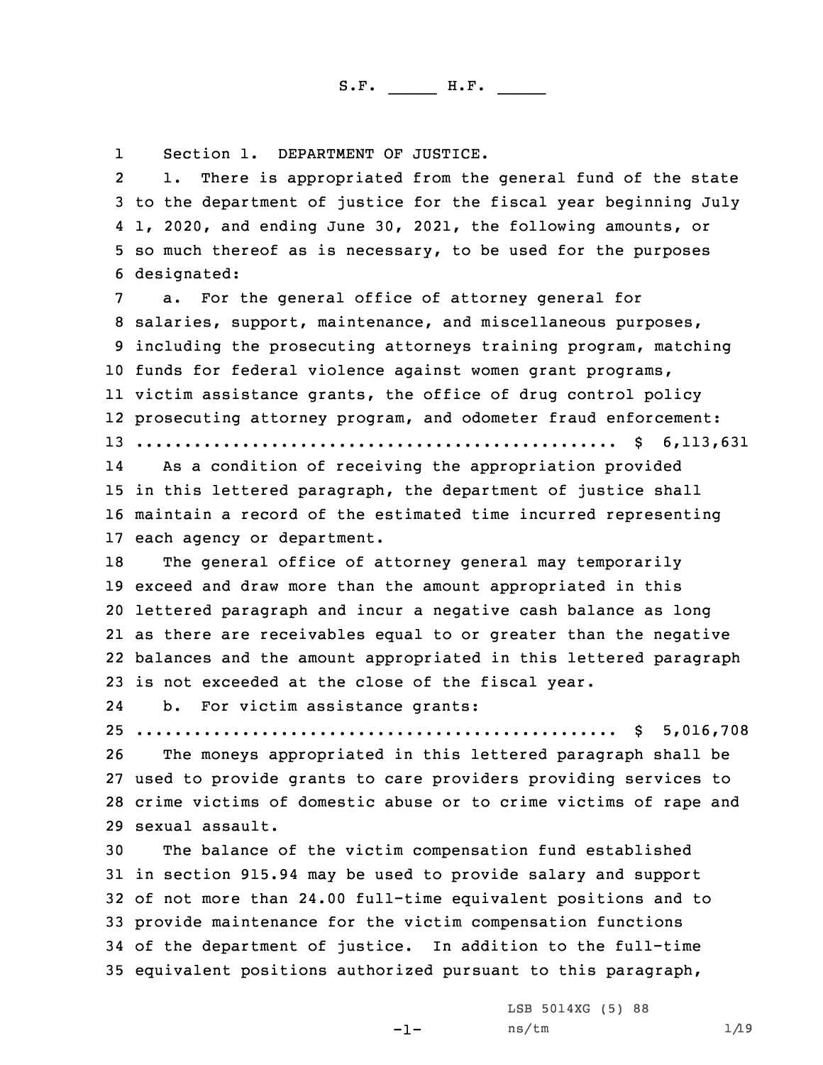S.F. _____ H.F. _____

Section 1. DEPARTMENT OF JUSTICE.

1. There is appropriated from the general fund of the state to the department of justice for the fiscal year beginning July 1, 2020, and ending June 30, 2021, the following amounts, or so much thereof as is necessary, to be used for the purposes designated:

a. For the general office of attorney general for salaries, support, maintenance, and miscellaneous purposes, including the prosecuting attorneys training program, matching funds for federal violence against women grant programs, victim assistance grants, the office of drug control policy prosecuting attorney program, and odometer fraud enforcement:
.................................................. $ 6,113,631

As a condition of receiving the appropriation provided in this lettered paragraph, the department of justice shall maintain a record of the estimated time incurred representing each agency or department.

The general office of attorney general may temporarily exceed and draw more than the amount appropriated in this lettered paragraph and incur a negative cash balance as long as there are receivables equal to or greater than the negative balances and the amount appropriated in this lettered paragraph is not exceeded at the close of the fiscal year.

b. For victim assistance grants:
.................................................. $ 5,016,708

The moneys appropriated in this lettered paragraph shall be used to provide grants to care providers providing services to crime victims of domestic abuse or to crime victims of rape and sexual assault.

The balance of the victim compensation fund established in section 915.94 may be used to provide salary and support of not more than 24.00 full-time equivalent positions and to provide maintenance for the victim compensation functions of the department of justice. In addition to the full-time equivalent positions authorized pursuant to this paragraph,

LSB 5014XG (5) 88
ns/tm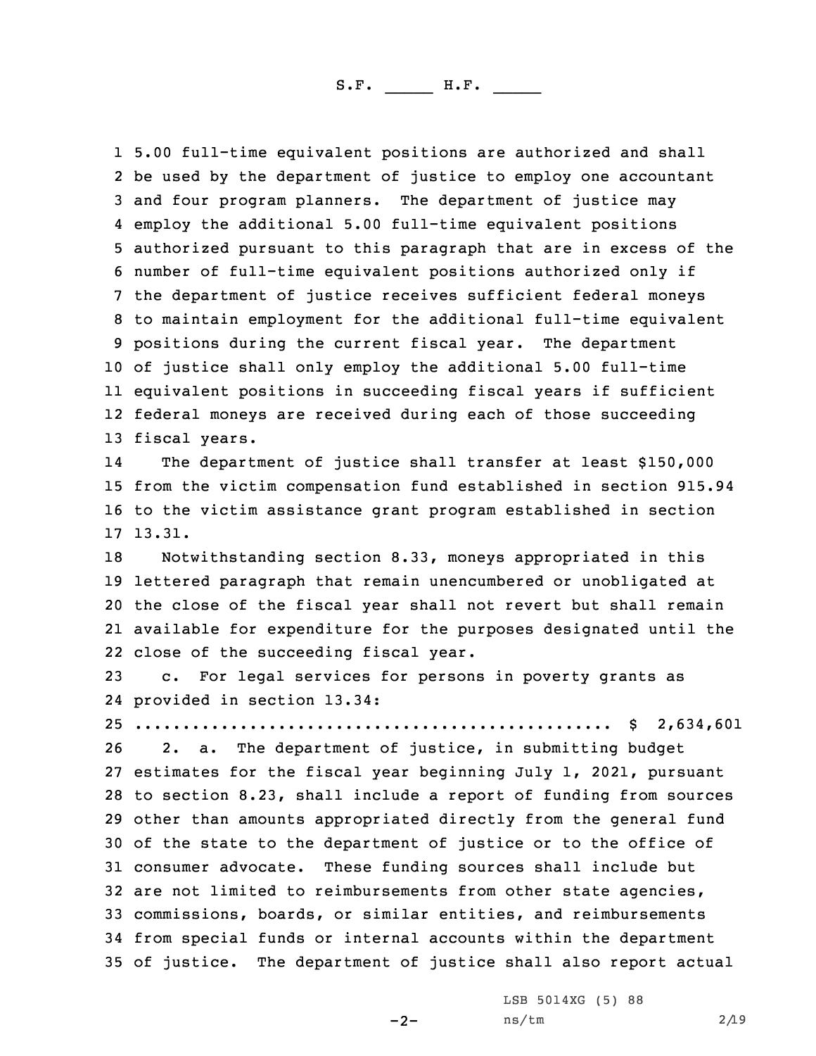5.00 full-time equivalent positions are authorized and shall be used by the department of justice to employ one accountant and four program planners. The department of justice may employ the additional 5.00 full-time equivalent positions authorized pursuant to this paragraph that are in excess of the number of full-time equivalent positions authorized only if the department of justice receives sufficient federal moneys to maintain employment for the additional full-time equivalent positions during the current fiscal year. The department of justice shall only employ the additional 5.00 full-time equivalent positions in succeeding fiscal years if sufficient federal moneys are received during each of those succeeding fiscal years.

The department of justice shall transfer at least $150,000 from the victim compensation fund established in section 915.94 to the victim assistance grant program established in section 13.31.

Notwithstanding section 8.33, moneys appropriated in this lettered paragraph that remain unencumbered or unobligated at the close of the fiscal year shall not revert but shall remain available for expenditure for the purposes designated until the close of the succeeding fiscal year.

c. For legal services for persons in poverty grants as provided in section 13.34:

.................................................. $ 2,634,601

2. a. The department of justice, in submitting budget estimates for the fiscal year beginning July 1, 2021, pursuant to section 8.23, shall include a report of funding from sources other than amounts appropriated directly from the general fund of the state to the department of justice or to the office of consumer advocate. These funding sources shall include but are not limited to reimbursements from other state agencies, commissions, boards, or similar entities, and reimbursements from special funds or internal accounts within the department of justice. The department of justice shall also report actual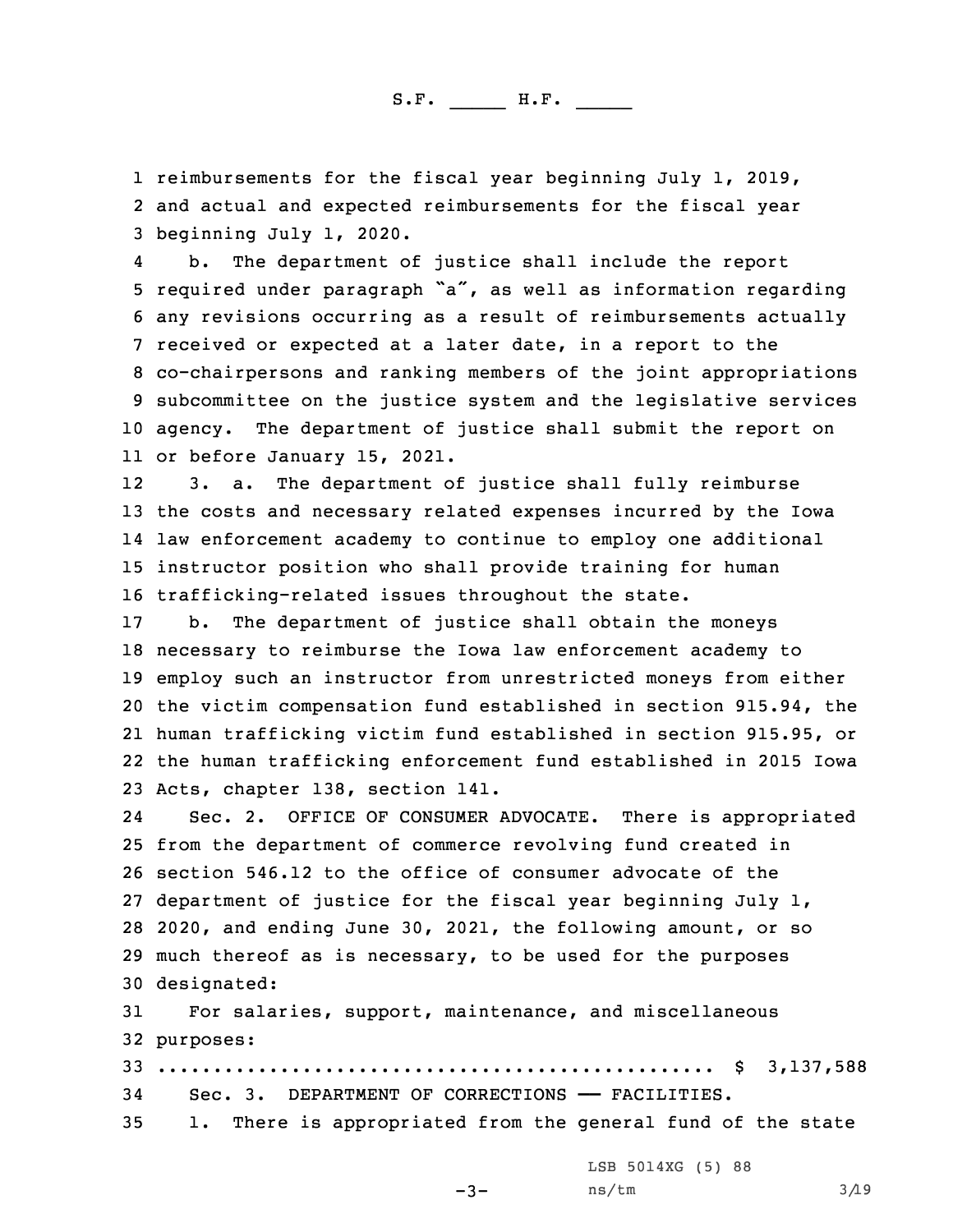reimbursements for the fiscal year beginning July 1, 2019, and actual and expected reimbursements for the fiscal year beginning July 1, 2020.

b. The department of justice shall include the report required under paragraph "a", as well as information regarding any revisions occurring as a result of reimbursements actually received or expected at a later date, in a report to the co-chairpersons and ranking members of the joint appropriations subcommittee on the justice system and the legislative services agency. The department of justice shall submit the report on or before January 15, 2021.

3. a. The department of justice shall fully reimburse the costs and necessary related expenses incurred by the Iowa law enforcement academy to continue to employ one additional instructor position who shall provide training for human trafficking-related issues throughout the state.

b. The department of justice shall obtain the moneys necessary to reimburse the Iowa law enforcement academy to employ such an instructor from unrestricted moneys from either the victim compensation fund established in section 915.94, the human trafficking victim fund established in section 915.95, or the human trafficking enforcement fund established in 2015 Iowa Acts, chapter 138, section 141.

Sec. 2. OFFICE OF CONSUMER ADVOCATE. There is appropriated from the department of commerce revolving fund created in section 546.12 to the office of consumer advocate of the department of justice for the fiscal year beginning July 1, 2020, and ending June 30, 2021, the following amount, or so much thereof as is necessary, to be used for the purposes designated:

For salaries, support, maintenance, and miscellaneous purposes:

.................................................. $ 3,137,588

Sec. 3. DEPARTMENT OF CORRECTIONS —— FACILITIES.

1. There is appropriated from the general fund of the state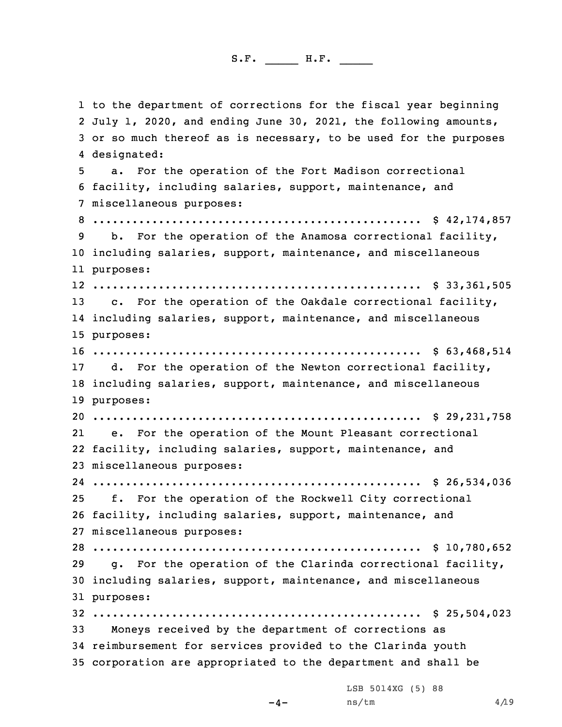to the department of corrections for the fiscal year beginning July 1, 2020, and ending June 30, 2021, the following amounts, or so much thereof as is necessary, to be used for the purposes designated:

a. For the operation of the Fort Madison correctional facility, including salaries, support, maintenance, and miscellaneous purposes:

.................................................. $ 42,174,857

b. For the operation of the Anamosa correctional facility, including salaries, support, maintenance, and miscellaneous purposes:

.................................................. $ 33,361,505

c. For the operation of the Oakdale correctional facility, including salaries, support, maintenance, and miscellaneous purposes:

.................................................. $ 63,468,514

d. For the operation of the Newton correctional facility, including salaries, support, maintenance, and miscellaneous purposes:

.................................................. $ 29,231,758

e. For the operation of the Mount Pleasant correctional facility, including salaries, support, maintenance, and miscellaneous purposes:

.................................................. $ 26,534,036

f. For the operation of the Rockwell City correctional facility, including salaries, support, maintenance, and miscellaneous purposes:

.................................................. $ 10,780,652

g. For the operation of the Clarinda correctional facility, including salaries, support, maintenance, and miscellaneous purposes:

.................................................. $ 25,504,023

Moneys received by the department of corrections as reimbursement for services provided to the Clarinda youth corporation are appropriated to the department and shall be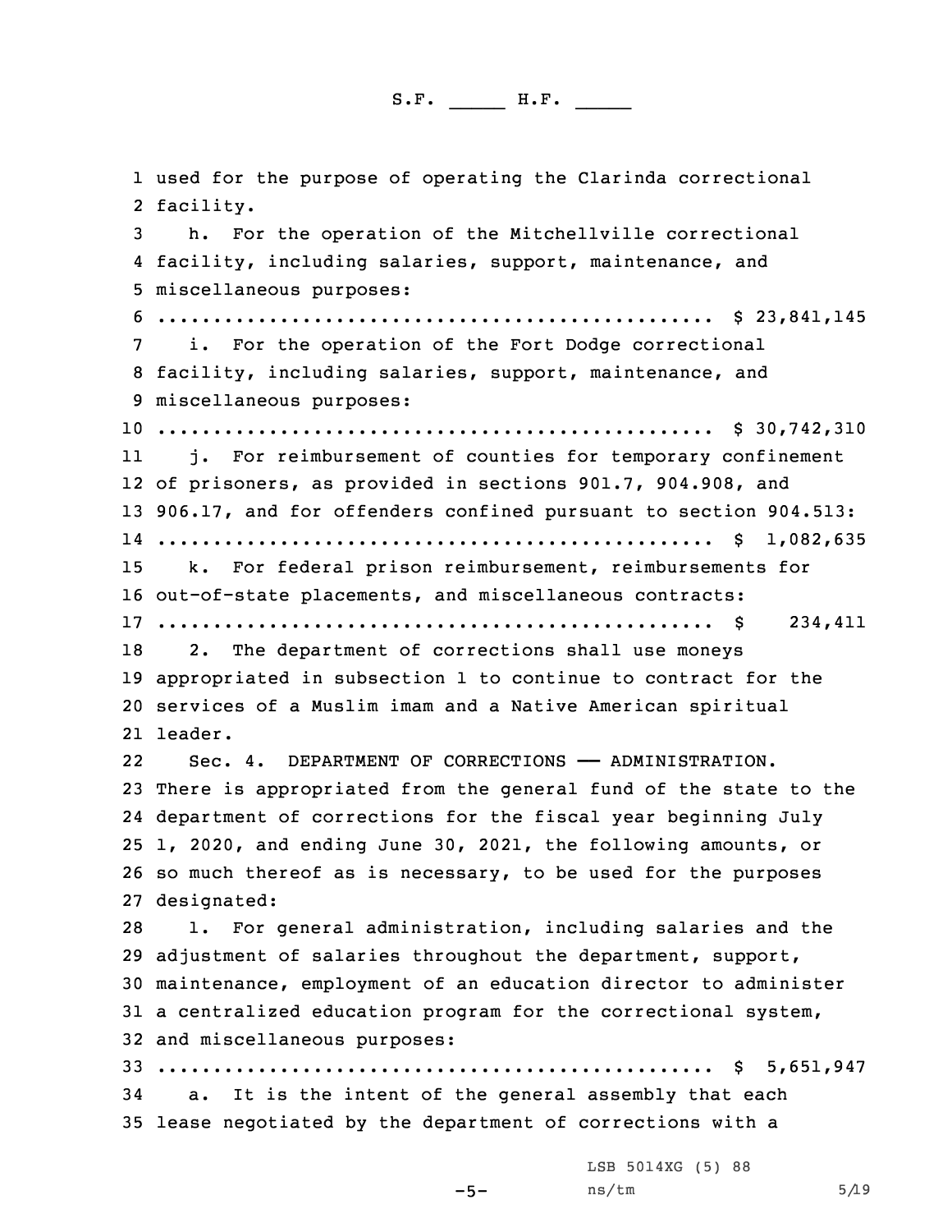used for the purpose of operating the Clarinda correctional facility.

h. For the operation of the Mitchellville correctional facility, including salaries, support, maintenance, and miscellaneous purposes:
.................................................. $ 23,841,145

i. For the operation of the Fort Dodge correctional facility, including salaries, support, maintenance, and miscellaneous purposes:
.................................................. $ 30,742,310

j. For reimbursement of counties for temporary confinement of prisoners, as provided in sections 901.7, 904.908, and 906.17, and for offenders confined pursuant to section 904.513:
.................................................. $ 1,082,635

k. For federal prison reimbursement, reimbursements for out-of-state placements, and miscellaneous contracts:
.................................................. $ 234,411

2. The department of corrections shall use moneys appropriated in subsection 1 to continue to contract for the services of a Muslim imam and a Native American spiritual leader.

Sec. 4. DEPARTMENT OF CORRECTIONS —— ADMINISTRATION. There is appropriated from the general fund of the state to the department of corrections for the fiscal year beginning July 1, 2020, and ending June 30, 2021, the following amounts, or so much thereof as is necessary, to be used for the purposes designated:

1. For general administration, including salaries and the adjustment of salaries throughout the department, support, maintenance, employment of an education director to administer a centralized education program for the correctional system, and miscellaneous purposes:
.................................................. $ 5,651,947

a. It is the intent of the general assembly that each lease negotiated by the department of corrections with a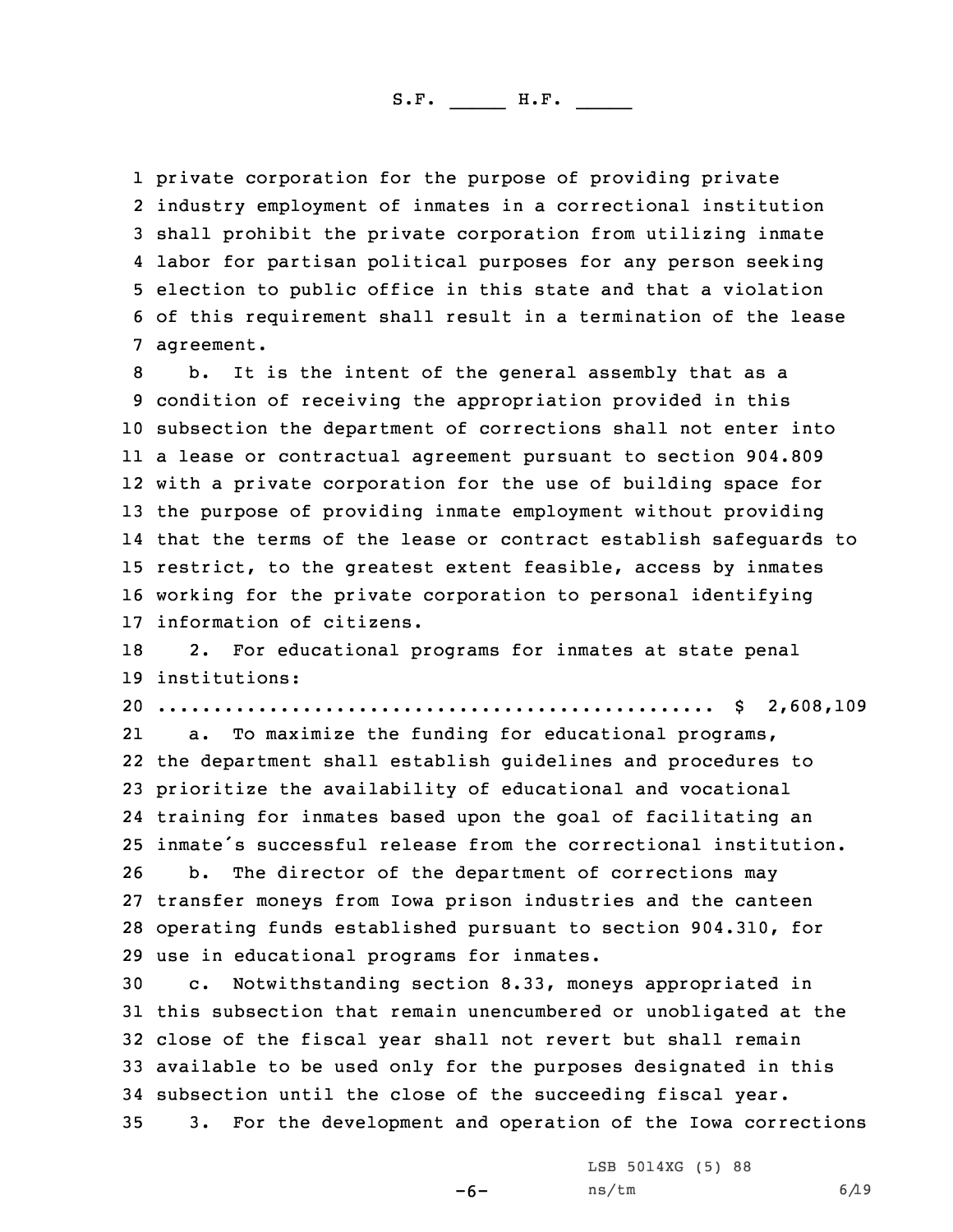private corporation for the purpose of providing private industry employment of inmates in a correctional institution shall prohibit the private corporation from utilizing inmate labor for partisan political purposes for any person seeking election to public office in this state and that a violation of this requirement shall result in a termination of the lease agreement.

b. It is the intent of the general assembly that as a condition of receiving the appropriation provided in this subsection the department of corrections shall not enter into a lease or contractual agreement pursuant to section 904.809 with a private corporation for the use of building space for the purpose of providing inmate employment without providing that the terms of the lease or contract establish safeguards to restrict, to the greatest extent feasible, access by inmates working for the private corporation to personal identifying information of citizens.

2. For educational programs for inmates at state penal institutions:

.................................................. $ 2,608,109

a. To maximize the funding for educational programs, the department shall establish guidelines and procedures to prioritize the availability of educational and vocational training for inmates based upon the goal of facilitating an inmate's successful release from the correctional institution.

b. The director of the department of corrections may transfer moneys from Iowa prison industries and the canteen operating funds established pursuant to section 904.310, for use in educational programs for inmates.

c. Notwithstanding section 8.33, moneys appropriated in this subsection that remain unencumbered or unobligated at the close of the fiscal year shall not revert but shall remain available to be used only for the purposes designated in this subsection until the close of the succeeding fiscal year.

3. For the development and operation of the Iowa corrections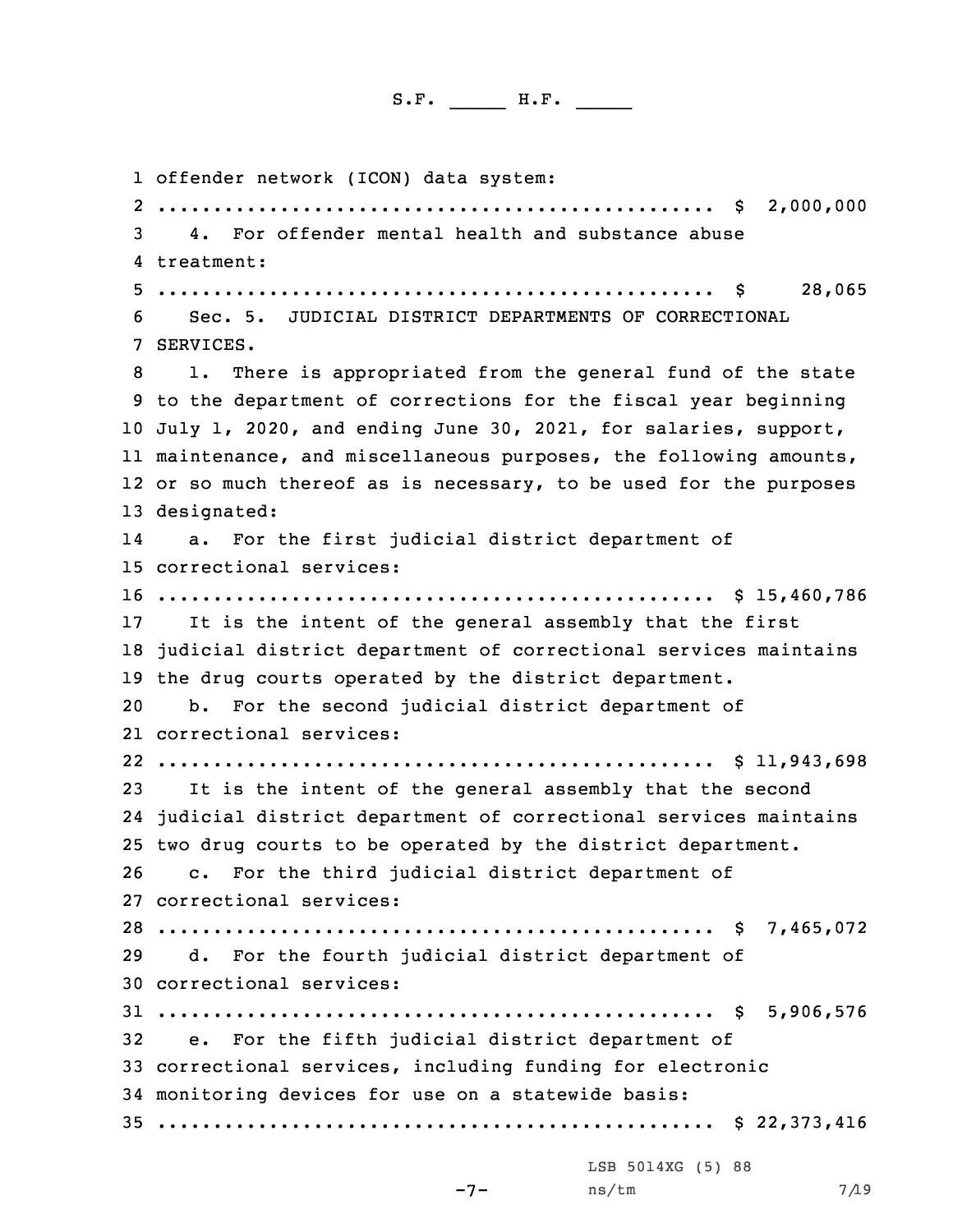offender network (ICON) data system:
.................................................. $ 2,000,000

4. For offender mental health and substance abuse treatment:
.................................................. $ 28,065

Sec. 5. JUDICIAL DISTRICT DEPARTMENTS OF CORRECTIONAL SERVICES.

1. There is appropriated from the general fund of the state to the department of corrections for the fiscal year beginning July 1, 2020, and ending June 30, 2021, for salaries, support, maintenance, and miscellaneous purposes, the following amounts, or so much thereof as is necessary, to be used for the purposes designated:

a. For the first judicial district department of correctional services:
.................................................. $ 15,460,786

It is the intent of the general assembly that the first judicial district department of correctional services maintains the drug courts operated by the district department.

b. For the second judicial district department of correctional services:
.................................................. $ 11,943,698

It is the intent of the general assembly that the second judicial district department of correctional services maintains two drug courts to be operated by the district department.

c. For the third judicial district department of correctional services:
.................................................. $ 7,465,072

d. For the fourth judicial district department of correctional services:
.................................................. $ 5,906,576

e. For the fifth judicial district department of correctional services, including funding for electronic monitoring devices for use on a statewide basis:
.................................................. $ 22,373,416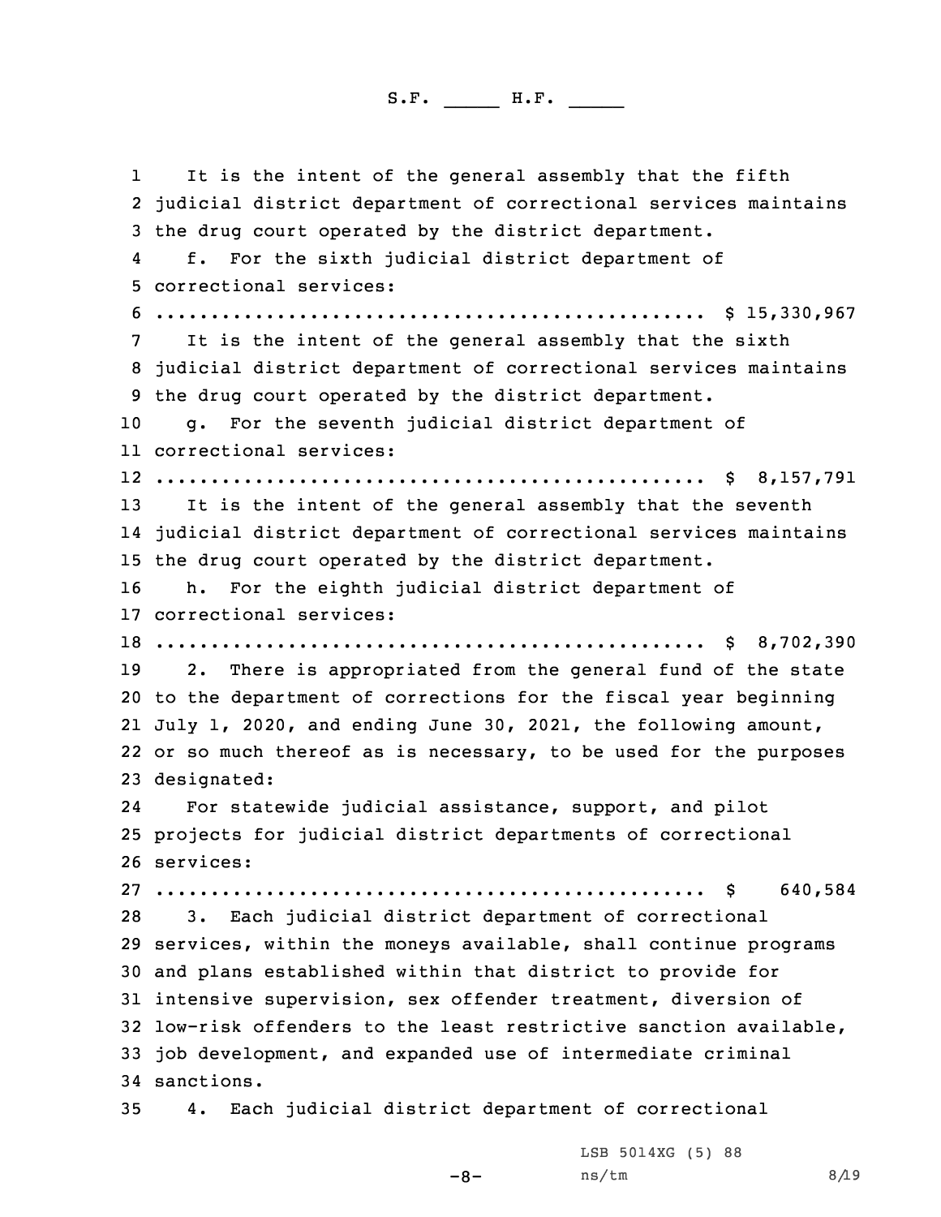It is the intent of the general assembly that the fifth judicial district department of correctional services maintains the drug court operated by the district department.

f. For the sixth judicial district department of correctional services:

.................................................. $ 15,330,967

It is the intent of the general assembly that the sixth judicial district department of correctional services maintains the drug court operated by the district department.

g. For the seventh judicial district department of correctional services:

.................................................. $ 8,157,791

It is the intent of the general assembly that the seventh judicial district department of correctional services maintains the drug court operated by the district department.

h. For the eighth judicial district department of correctional services:

.................................................. $ 8,702,390

2. There is appropriated from the general fund of the state to the department of corrections for the fiscal year beginning July 1, 2020, and ending June 30, 2021, the following amount, or so much thereof as is necessary, to be used for the purposes designated:

For statewide judicial assistance, support, and pilot projects for judicial district departments of correctional services:

.................................................. $ 640,584

3. Each judicial district department of correctional services, within the moneys available, shall continue programs and plans established within that district to provide for intensive supervision, sex offender treatment, diversion of low-risk offenders to the least restrictive sanction available, job development, and expanded use of intermediate criminal sanctions.

4. Each judicial district department of correctional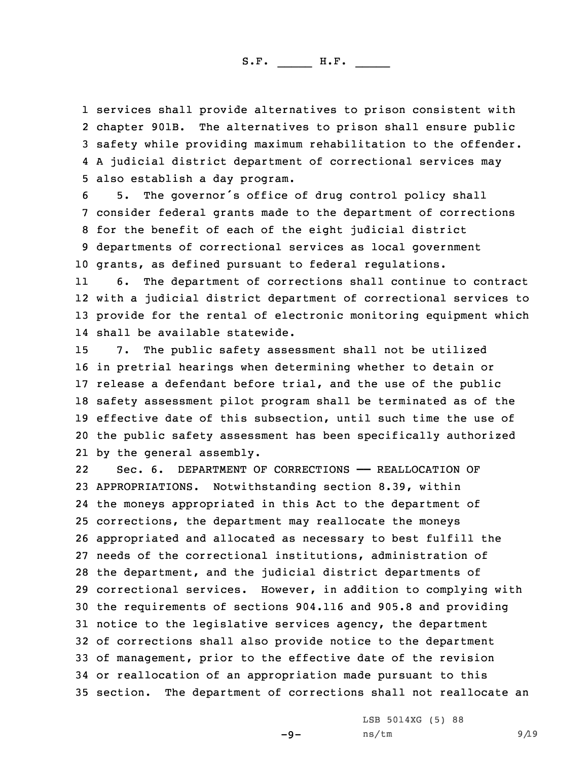services shall provide alternatives to prison consistent with chapter 901B. The alternatives to prison shall ensure public safety while providing maximum rehabilitation to the offender. A judicial district department of correctional services may also establish a day program.

5. The governor's office of drug control policy shall consider federal grants made to the department of corrections for the benefit of each of the eight judicial district departments of correctional services as local government grants, as defined pursuant to federal regulations.

6. The department of corrections shall continue to contract with a judicial district department of correctional services to provide for the rental of electronic monitoring equipment which shall be available statewide.

7. The public safety assessment shall not be utilized in pretrial hearings when determining whether to detain or release a defendant before trial, and the use of the public safety assessment pilot program shall be terminated as of the effective date of this subsection, until such time the use of the public safety assessment has been specifically authorized by the general assembly.

Sec. 6. DEPARTMENT OF CORRECTIONS —— REALLOCATION OF APPROPRIATIONS. Notwithstanding section 8.39, within the moneys appropriated in this Act to the department of corrections, the department may reallocate the moneys appropriated and allocated as necessary to best fulfill the needs of the correctional institutions, administration of the department, and the judicial district departments of correctional services. However, in addition to complying with the requirements of sections 904.116 and 905.8 and providing notice to the legislative services agency, the department of corrections shall also provide notice to the department of management, prior to the effective date of the revision or reallocation of an appropriation made pursuant to this section. The department of corrections shall not reallocate an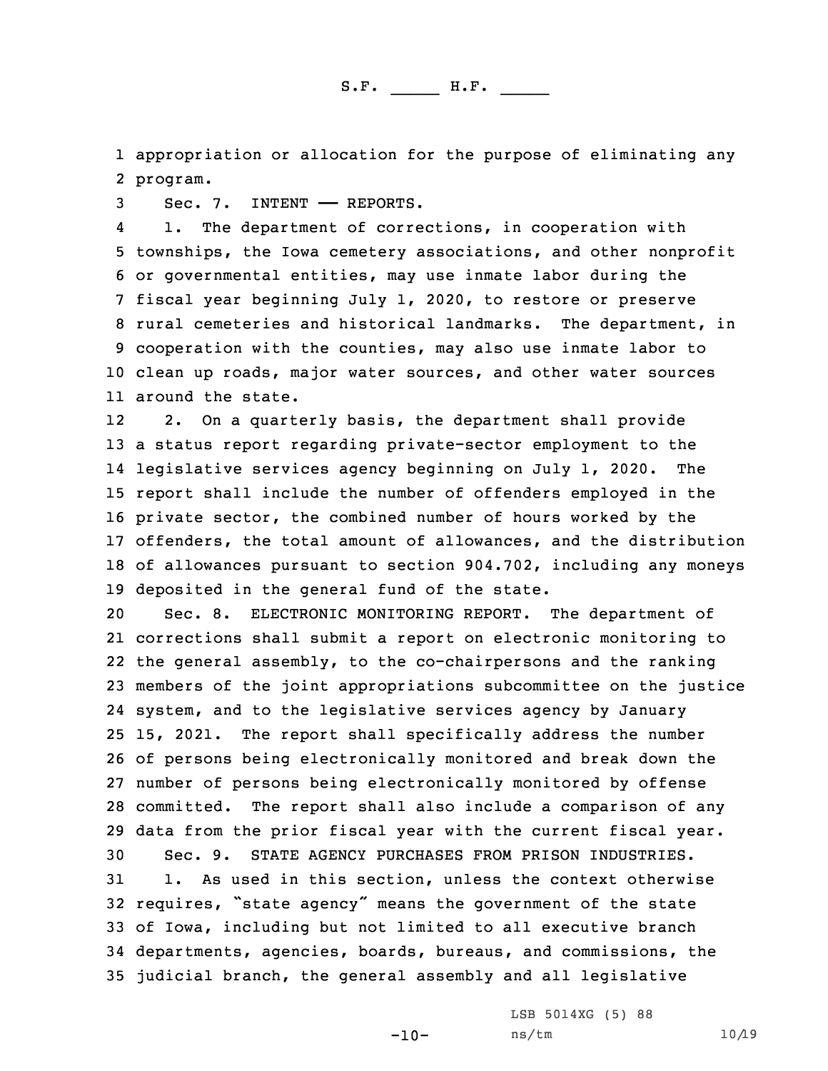appropriation or allocation for the purpose of eliminating any program.

Sec. 7. INTENT —— REPORTS.

1. The department of corrections, in cooperation with townships, the Iowa cemetery associations, and other nonprofit or governmental entities, may use inmate labor during the fiscal year beginning July 1, 2020, to restore or preserve rural cemeteries and historical landmarks. The department, in cooperation with the counties, may also use inmate labor to clean up roads, major water sources, and other water sources around the state.

2. On a quarterly basis, the department shall provide a status report regarding private-sector employment to the legislative services agency beginning on July 1, 2020. The report shall include the number of offenders employed in the private sector, the combined number of hours worked by the offenders, the total amount of allowances, and the distribution of allowances pursuant to section 904.702, including any moneys deposited in the general fund of the state.

Sec. 8. ELECTRONIC MONITORING REPORT. The department of corrections shall submit a report on electronic monitoring to the general assembly, to the co-chairpersons and the ranking members of the joint appropriations subcommittee on the justice system, and to the legislative services agency by January 15, 2021. The report shall specifically address the number of persons being electronically monitored and break down the number of persons being electronically monitored by offense committed. The report shall also include a comparison of any data from the prior fiscal year with the current fiscal year.

Sec. 9. STATE AGENCY PURCHASES FROM PRISON INDUSTRIES.

1. As used in this section, unless the context otherwise requires, "state agency" means the government of the state of Iowa, including but not limited to all executive branch departments, agencies, boards, bureaus, and commissions, the judicial branch, the general assembly and all legislative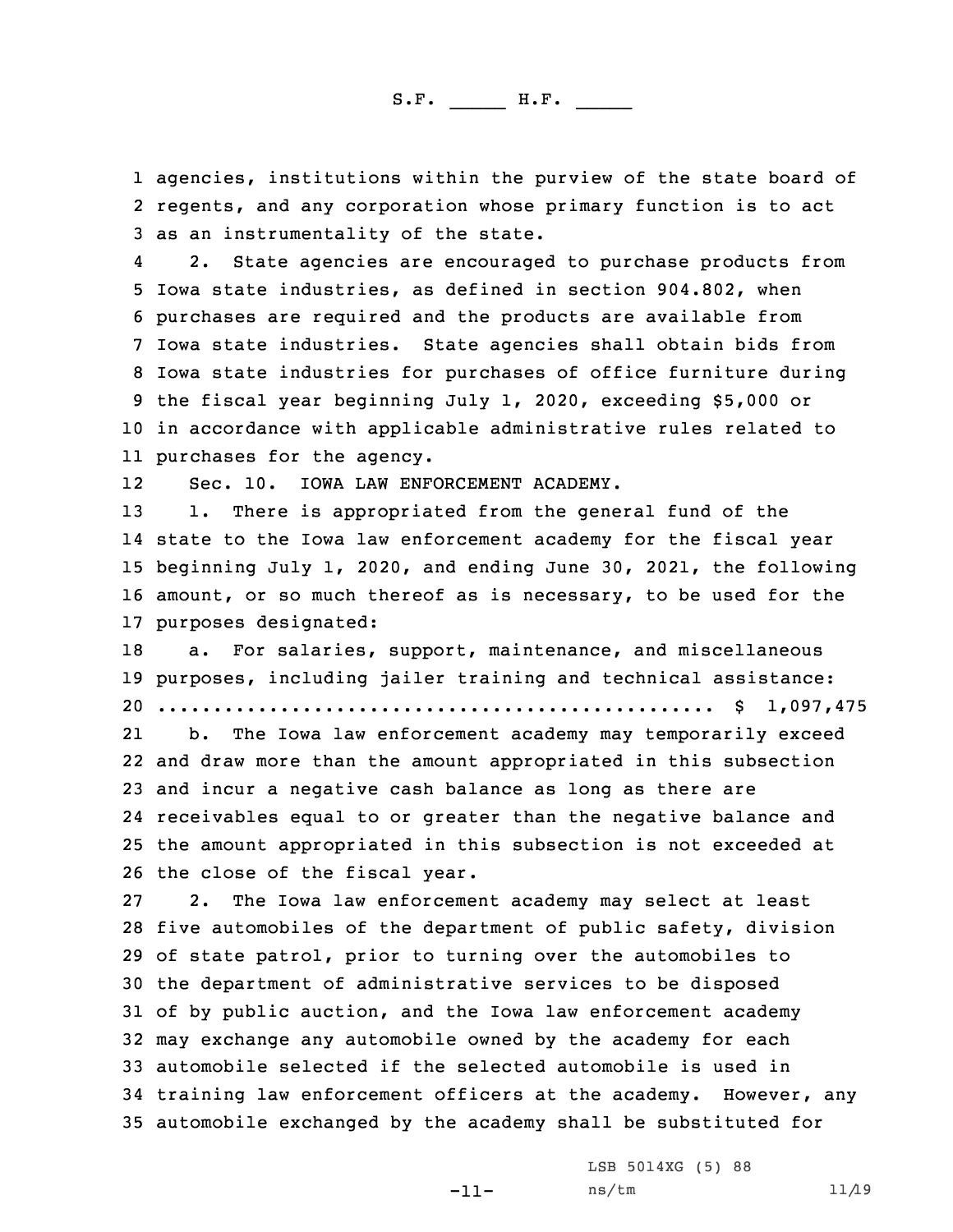agencies, institutions within the purview of the state board of regents, and any corporation whose primary function is to act as an instrumentality of the state.

2. State agencies are encouraged to purchase products from Iowa state industries, as defined in section 904.802, when purchases are required and the products are available from Iowa state industries. State agencies shall obtain bids from Iowa state industries for purchases of office furniture during the fiscal year beginning July 1, 2020, exceeding $5,000 or in accordance with applicable administrative rules related to purchases for the agency.

Sec. 10. IOWA LAW ENFORCEMENT ACADEMY.

1. There is appropriated from the general fund of the state to the Iowa law enforcement academy for the fiscal year beginning July 1, 2020, and ending June 30, 2021, the following amount, or so much thereof as is necessary, to be used for the purposes designated:

a. For salaries, support, maintenance, and miscellaneous purposes, including jailer training and technical assistance:
.................................................. $ 1,097,475

b. The Iowa law enforcement academy may temporarily exceed and draw more than the amount appropriated in this subsection and incur a negative cash balance as long as there are receivables equal to or greater than the negative balance and the amount appropriated in this subsection is not exceeded at the close of the fiscal year.

2. The Iowa law enforcement academy may select at least five automobiles of the department of public safety, division of state patrol, prior to turning over the automobiles to the department of administrative services to be disposed of by public auction, and the Iowa law enforcement academy may exchange any automobile owned by the academy for each automobile selected if the selected automobile is used in training law enforcement officers at the academy. However, any automobile exchanged by the academy shall be substituted for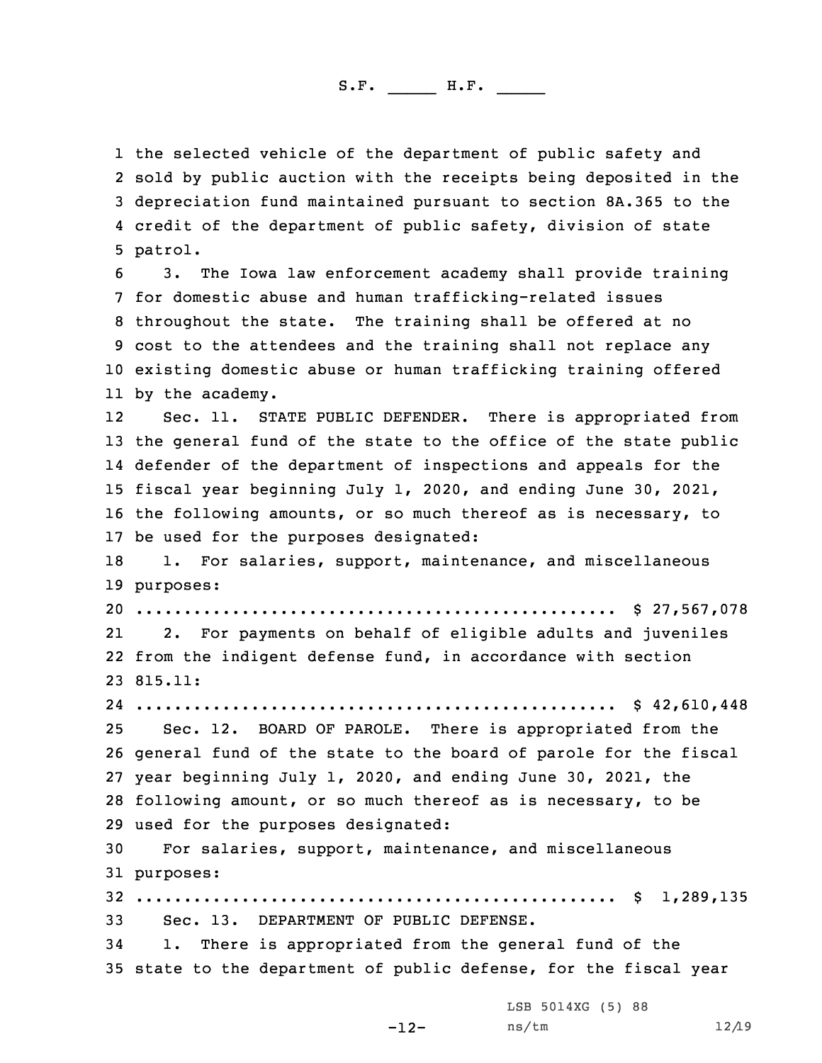the selected vehicle of the department of public safety and sold by public auction with the receipts being deposited in the depreciation fund maintained pursuant to section 8A.365 to the credit of the department of public safety, division of state patrol.

3. The Iowa law enforcement academy shall provide training for domestic abuse and human trafficking-related issues throughout the state. The training shall be offered at no cost to the attendees and the training shall not replace any existing domestic abuse or human trafficking training offered by the academy.

Sec. 11. STATE PUBLIC DEFENDER. There is appropriated from the general fund of the state to the office of the state public defender of the department of inspections and appeals for the fiscal year beginning July 1, 2020, and ending June 30, 2021, the following amounts, or so much thereof as is necessary, to be used for the purposes designated:

1. For salaries, support, maintenance, and miscellaneous purposes:

.................................................. $ 27,567,078

2. For payments on behalf of eligible adults and juveniles from the indigent defense fund, in accordance with section 815.11:

.................................................. $ 42,610,448

Sec. 12. BOARD OF PAROLE. There is appropriated from the general fund of the state to the board of parole for the fiscal year beginning July 1, 2020, and ending June 30, 2021, the following amount, or so much thereof as is necessary, to be used for the purposes designated:

For salaries, support, maintenance, and miscellaneous purposes:

.................................................. $ 1,289,135

Sec. 13. DEPARTMENT OF PUBLIC DEFENSE.

1. There is appropriated from the general fund of the state to the department of public defense, for the fiscal year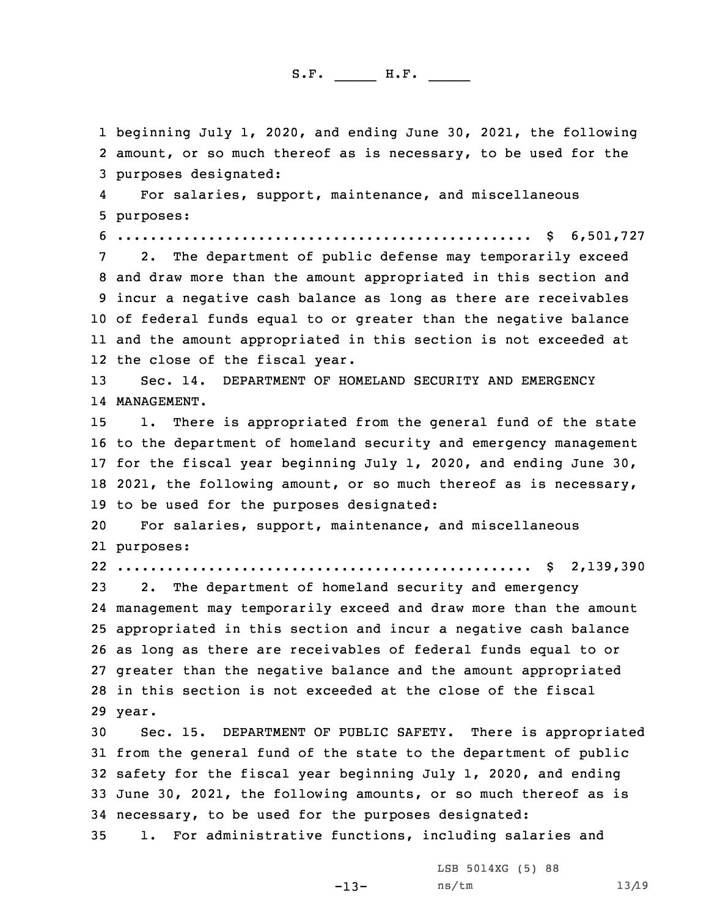beginning July 1, 2020, and ending June 30, 2021, the following amount, or so much thereof as is necessary, to be used for the purposes designated:

For salaries, support, maintenance, and miscellaneous purposes:

.................................................. $ 6,501,727

2. The department of public defense may temporarily exceed and draw more than the amount appropriated in this section and incur a negative cash balance as long as there are receivables of federal funds equal to or greater than the negative balance and the amount appropriated in this section is not exceeded at the close of the fiscal year.

Sec. 14. DEPARTMENT OF HOMELAND SECURITY AND EMERGENCY MANAGEMENT.

1. There is appropriated from the general fund of the state to the department of homeland security and emergency management for the fiscal year beginning July 1, 2020, and ending June 30, 2021, the following amount, or so much thereof as is necessary, to be used for the purposes designated:

For salaries, support, maintenance, and miscellaneous purposes:

.................................................. $ 2,139,390

2. The department of homeland security and emergency management may temporarily exceed and draw more than the amount appropriated in this section and incur a negative cash balance as long as there are receivables of federal funds equal to or greater than the negative balance and the amount appropriated in this section is not exceeded at the close of the fiscal year.

Sec. 15. DEPARTMENT OF PUBLIC SAFETY. There is appropriated from the general fund of the state to the department of public safety for the fiscal year beginning July 1, 2020, and ending June 30, 2021, the following amounts, or so much thereof as is necessary, to be used for the purposes designated:

1. For administrative functions, including salaries and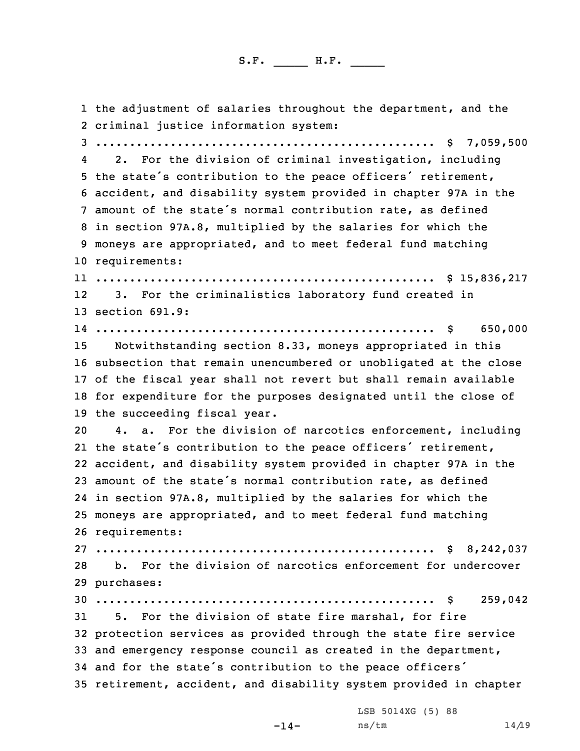the adjustment of salaries throughout the department, and the criminal justice information system:

.................................................. $ 7,059,500

2. For the division of criminal investigation, including the state's contribution to the peace officers' retirement, accident, and disability system provided in chapter 97A in the amount of the state's normal contribution rate, as defined in section 97A.8, multiplied by the salaries for which the moneys are appropriated, and to meet federal fund matching requirements:

.................................................. $ 15,836,217

3. For the criminalistics laboratory fund created in section 691.9:

.................................................. $ 650,000

Notwithstanding section 8.33, moneys appropriated in this subsection that remain unencumbered or unobligated at the close of the fiscal year shall not revert but shall remain available for expenditure for the purposes designated until the close of the succeeding fiscal year.

4. a. For the division of narcotics enforcement, including the state's contribution to the peace officers' retirement, accident, and disability system provided in chapter 97A in the amount of the state's normal contribution rate, as defined in section 97A.8, multiplied by the salaries for which the moneys are appropriated, and to meet federal fund matching requirements:

.................................................. $ 8,242,037

b. For the division of narcotics enforcement for undercover purchases:

.................................................. $ 259,042

5. For the division of state fire marshal, for fire protection services as provided through the state fire service and emergency response council as created in the department, and for the state's contribution to the peace officers' retirement, accident, and disability system provided in chapter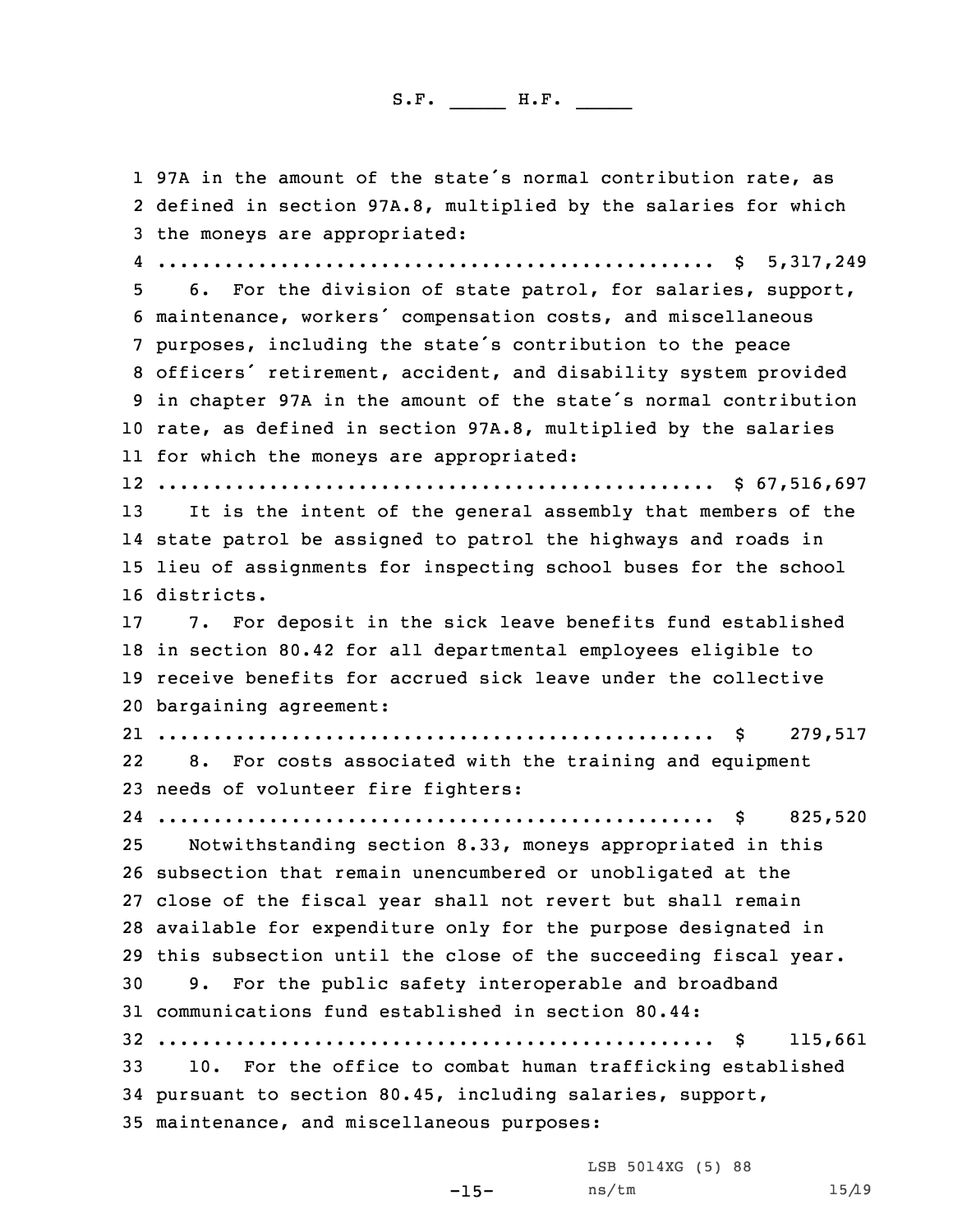97A in the amount of the state's normal contribution rate, as defined in section 97A.8, multiplied by the salaries for which the moneys are appropriated:

.................................................. $ 5,317,249

6. For the division of state patrol, for salaries, support, maintenance, workers' compensation costs, and miscellaneous purposes, including the state's contribution to the peace officers' retirement, accident, and disability system provided in chapter 97A in the amount of the state's normal contribution rate, as defined in section 97A.8, multiplied by the salaries for which the moneys are appropriated:

.................................................. $ 67,516,697

It is the intent of the general assembly that members of the state patrol be assigned to patrol the highways and roads in lieu of assignments for inspecting school buses for the school districts.

7. For deposit in the sick leave benefits fund established in section 80.42 for all departmental employees eligible to receive benefits for accrued sick leave under the collective bargaining agreement:

.................................................. $ 279,517

8. For costs associated with the training and equipment needs of volunteer fire fighters:

.................................................. $ 825,520

Notwithstanding section 8.33, moneys appropriated in this subsection that remain unencumbered or unobligated at the close of the fiscal year shall not revert but shall remain available for expenditure only for the purpose designated in this subsection until the close of the succeeding fiscal year.

9. For the public safety interoperable and broadband communications fund established in section 80.44:

.................................................. $ 115,661

10. For the office to combat human trafficking established pursuant to section 80.45, including salaries, support, maintenance, and miscellaneous purposes: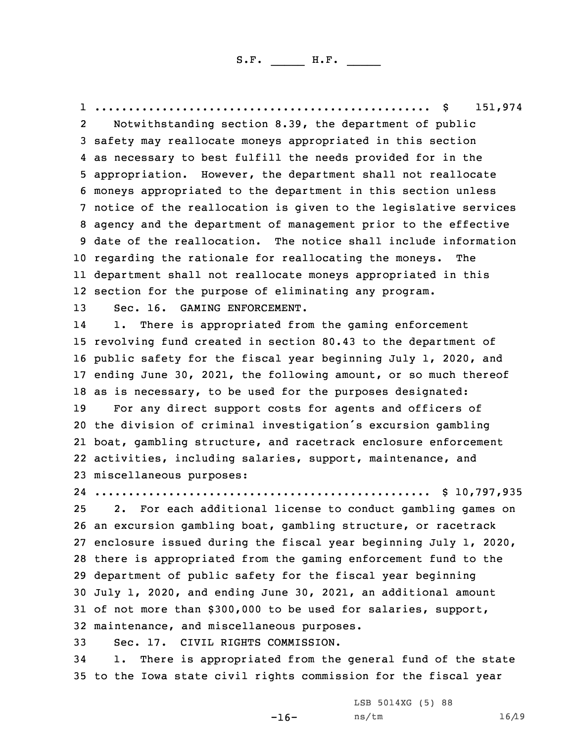.................................................. $ 151,974

Notwithstanding section 8.39, the department of public safety may reallocate moneys appropriated in this section as necessary to best fulfill the needs provided for in the appropriation. However, the department shall not reallocate moneys appropriated to the department in this section unless notice of the reallocation is given to the legislative services agency and the department of management prior to the effective date of the reallocation. The notice shall include information regarding the rationale for reallocating the moneys. The department shall not reallocate moneys appropriated in this section for the purpose of eliminating any program.

Sec. 16. GAMING ENFORCEMENT.

1. There is appropriated from the gaming enforcement revolving fund created in section 80.43 to the department of public safety for the fiscal year beginning July 1, 2020, and ending June 30, 2021, the following amount, or so much thereof as is necessary, to be used for the purposes designated:

For any direct support costs for agents and officers of the division of criminal investigation's excursion gambling boat, gambling structure, and racetrack enclosure enforcement activities, including salaries, support, maintenance, and miscellaneous purposes:

.................................................. $ 10,797,935

2. For each additional license to conduct gambling games on an excursion gambling boat, gambling structure, or racetrack enclosure issued during the fiscal year beginning July 1, 2020, there is appropriated from the gaming enforcement fund to the department of public safety for the fiscal year beginning July 1, 2020, and ending June 30, 2021, an additional amount of not more than $300,000 to be used for salaries, support, maintenance, and miscellaneous purposes.

Sec. 17. CIVIL RIGHTS COMMISSION.

1. There is appropriated from the general fund of the state to the Iowa state civil rights commission for the fiscal year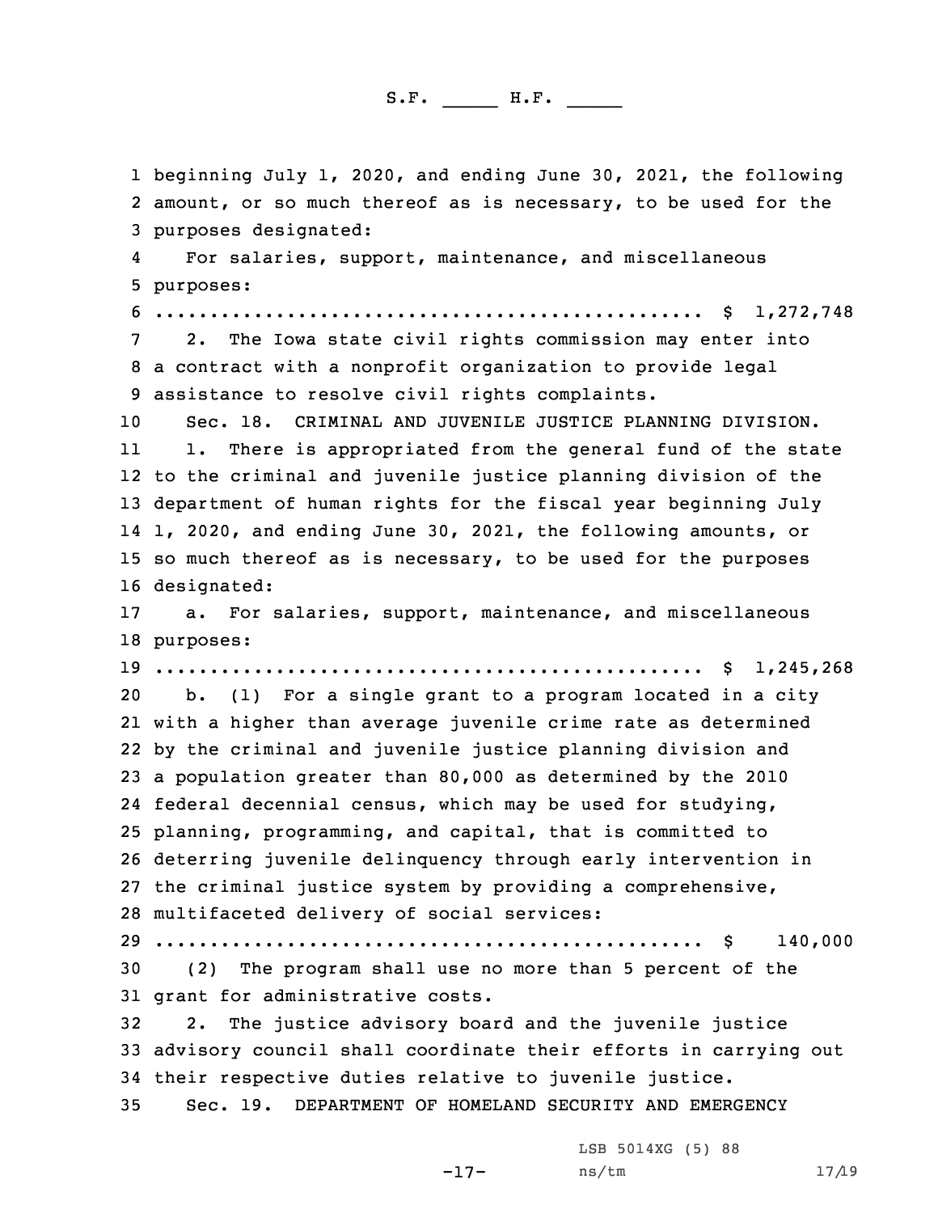beginning July 1, 2020, and ending June 30, 2021, the following amount, or so much thereof as is necessary, to be used for the purposes designated:

For salaries, support, maintenance, and miscellaneous purposes:

.................................................. $ 1,272,748

2. The Iowa state civil rights commission may enter into a contract with a nonprofit organization to provide legal assistance to resolve civil rights complaints.

Sec. 18. CRIMINAL AND JUVENILE JUSTICE PLANNING DIVISION.

1. There is appropriated from the general fund of the state to the criminal and juvenile justice planning division of the department of human rights for the fiscal year beginning July 1, 2020, and ending June 30, 2021, the following amounts, or so much thereof as is necessary, to be used for the purposes designated:

a. For salaries, support, maintenance, and miscellaneous purposes:

.................................................. $ 1,245,268

b. (1) For a single grant to a program located in a city with a higher than average juvenile crime rate as determined by the criminal and juvenile justice planning division and a population greater than 80,000 as determined by the 2010 federal decennial census, which may be used for studying, planning, programming, and capital, that is committed to deterring juvenile delinquency through early intervention in the criminal justice system by providing a comprehensive, multifaceted delivery of social services:

.................................................. $ 140,000

(2) The program shall use no more than 5 percent of the grant for administrative costs.

2. The justice advisory board and the juvenile justice advisory council shall coordinate their efforts in carrying out their respective duties relative to juvenile justice.

Sec. 19. DEPARTMENT OF HOMELAND SECURITY AND EMERGENCY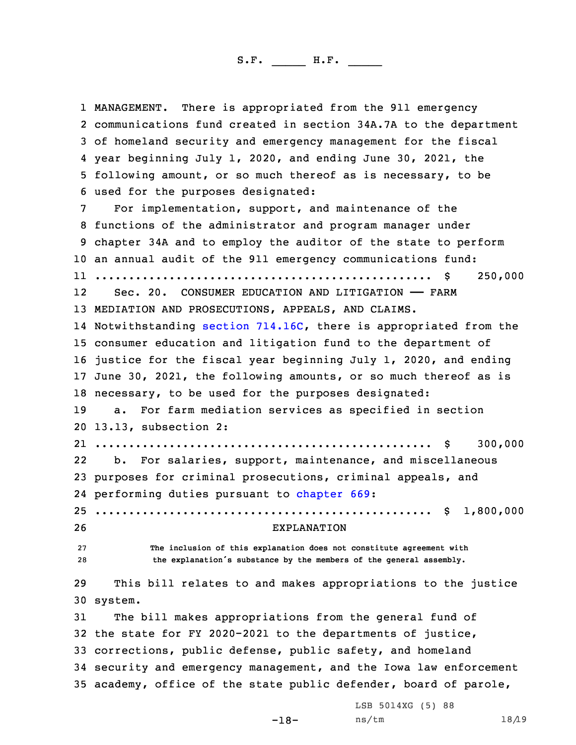MANAGEMENT. There is appropriated from the 911 emergency communications fund created in section 34A.7A to the department of homeland security and emergency management for the fiscal year beginning July 1, 2020, and ending June 30, 2021, the following amount, or so much thereof as is necessary, to be used for the purposes designated:

For implementation, support, and maintenance of the functions of the administrator and program manager under chapter 34A and to employ the auditor of the state to perform an annual audit of the 911 emergency communications fund:

.................................................. $ 250,000

Sec. 20. CONSUMER EDUCATION AND LITIGATION —— FARM MEDIATION AND PROSECUTIONS, APPEALS, AND CLAIMS. Notwithstanding section 714.16C, there is appropriated from the consumer education and litigation fund to the department of justice for the fiscal year beginning July 1, 2020, and ending June 30, 2021, the following amounts, or so much thereof as is necessary, to be used for the purposes designated:

a. For farm mediation services as specified in section 13.13, subsection 2:

.................................................. $ 300,000

b. For salaries, support, maintenance, and miscellaneous purposes for criminal prosecutions, criminal appeals, and performing duties pursuant to chapter 669:

.................................................. $ 1,800,000

EXPLANATION

The inclusion of this explanation does not constitute agreement with the explanation's substance by the members of the general assembly.

This bill relates to and makes appropriations to the justice system.

The bill makes appropriations from the general fund of the state for FY 2020-2021 to the departments of justice, corrections, public defense, public safety, and homeland security and emergency management, and the Iowa law enforcement academy, office of the state public defender, board of parole,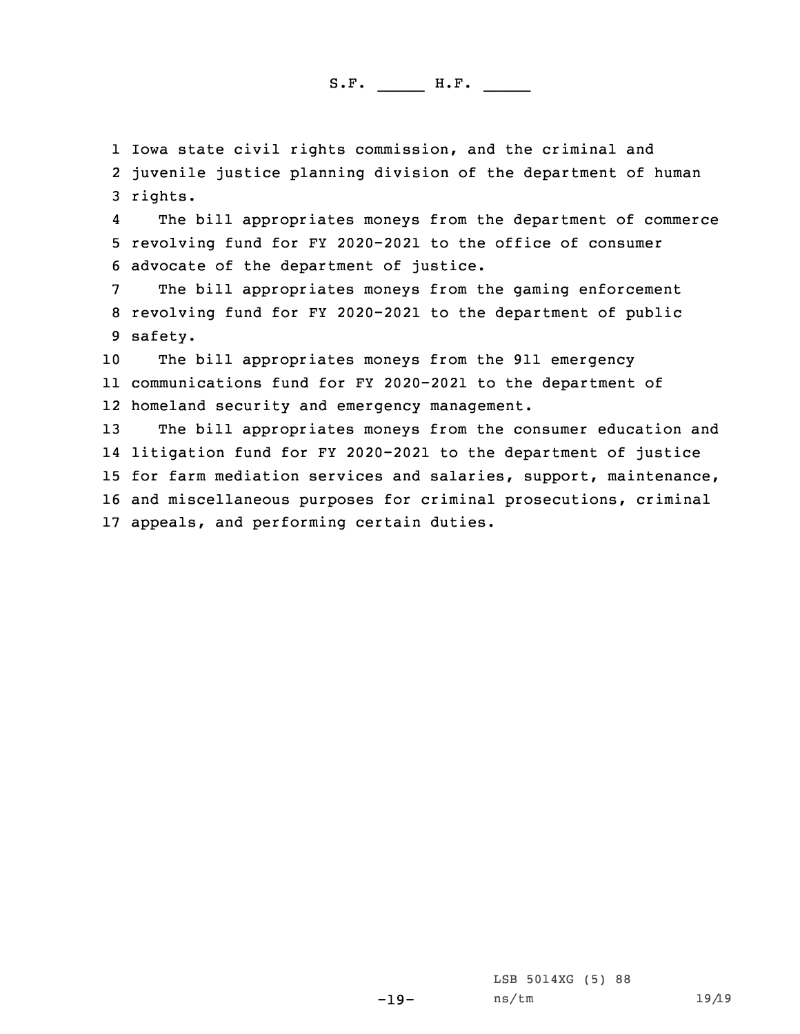Iowa state civil rights commission, and the criminal and juvenile justice planning division of the department of human rights.

The bill appropriates moneys from the department of commerce revolving fund for FY 2020-2021 to the office of consumer advocate of the department of justice.

The bill appropriates moneys from the gaming enforcement revolving fund for FY 2020-2021 to the department of public safety.

The bill appropriates moneys from the 911 emergency communications fund for FY 2020-2021 to the department of homeland security and emergency management.

The bill appropriates moneys from the consumer education and litigation fund for FY 2020-2021 to the department of justice for farm mediation services and salaries, support, maintenance, and miscellaneous purposes for criminal prosecutions, criminal appeals, and performing certain duties.